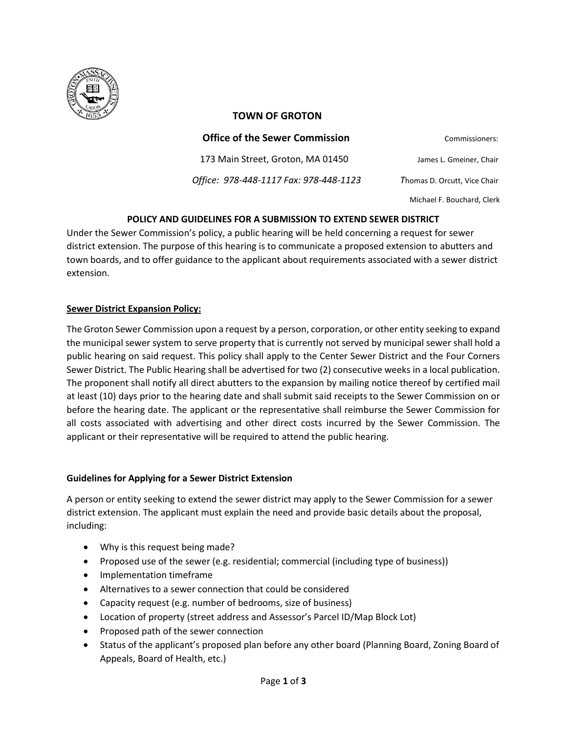# TOWN OF GROTON

## Office of the Sewer Commission

173 Main Street, Groton, MA 01450

*Office: 978-448-1117 Fax: 978-448-1123*

Commissioners:
James L. Gmeiner, Chair
Thomas D. Orcutt, Vice Chair
Michael F. Bouchard, Clerk

### POLICY AND GUIDELINES FOR A SUBMISSION TO EXTEND SEWER DISTRICT

Under the Sewer Commission's policy, a public hearing will be held concerning a request for sewer district extension. The purpose of this hearing is to communicate a proposed extension to abutters and town boards, and to offer guidance to the applicant about requirements associated with a sewer district extension.

**Sewer District Expansion Policy:**

The Groton Sewer Commission upon a request by a person, corporation, or other entity seeking to expand the municipal sewer system to serve property that is currently not served by municipal sewer shall hold a public hearing on said request. This policy shall apply to the Center Sewer District and the Four Corners Sewer District. The Public Hearing shall be advertised for two (2) consecutive weeks in a local publication. The proponent shall notify all direct abutters to the expansion by mailing notice thereof by certified mail at least (10) days prior to the hearing date and shall submit said receipts to the Sewer Commission on or before the hearing date. The applicant or the representative shall reimburse the Sewer Commission for all costs associated with advertising and other direct costs incurred by the Sewer Commission. The applicant or their representative will be required to attend the public hearing.

**Guidelines for Applying for a Sewer District Extension**

A person or entity seeking to extend the sewer district may apply to the Sewer Commission for a sewer district extension. The applicant must explain the need and provide basic details about the proposal, including:

- Why is this request being made?
- Proposed use of the sewer (e.g. residential; commercial (including type of business))
- Implementation timeframe
- Alternatives to a sewer connection that could be considered
- Capacity request (e.g. number of bedrooms, size of business)
- Location of property (street address and Assessor's Parcel ID/Map Block Lot)
- Proposed path of the sewer connection
- Status of the applicant's proposed plan before any other board (Planning Board, Zoning Board of Appeals, Board of Health, etc.)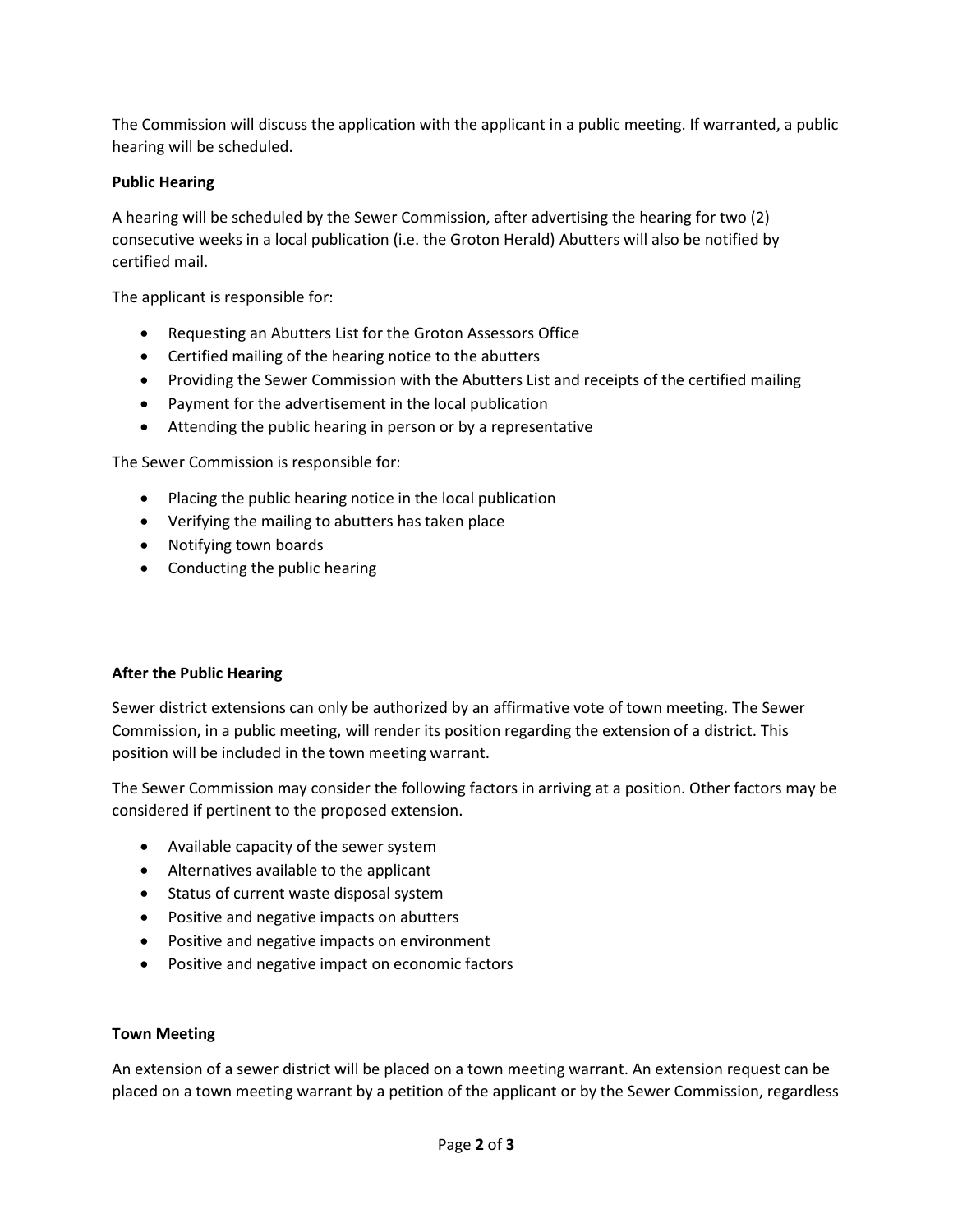The Commission will discuss the application with the applicant in a public meeting. If warranted, a public hearing will be scheduled.

**Public Hearing**

A hearing will be scheduled by the Sewer Commission, after advertising the hearing for two (2) consecutive weeks in a local publication (i.e. the Groton Herald) Abutters will also be notified by certified mail.

The applicant is responsible for:

- Requesting an Abutters List for the Groton Assessors Office
- Certified mailing of the hearing notice to the abutters
- Providing the Sewer Commission with the Abutters List and receipts of the certified mailing
- Payment for the advertisement in the local publication
- Attending the public hearing in person or by a representative

The Sewer Commission is responsible for:

- Placing the public hearing notice in the local publication
- Verifying the mailing to abutters has taken place
- Notifying town boards
- Conducting the public hearing

**After the Public Hearing**

Sewer district extensions can only be authorized by an affirmative vote of town meeting. The Sewer Commission, in a public meeting, will render its position regarding the extension of a district. This position will be included in the town meeting warrant.

The Sewer Commission may consider the following factors in arriving at a position. Other factors may be considered if pertinent to the proposed extension.

- Available capacity of the sewer system
- Alternatives available to the applicant
- Status of current waste disposal system
- Positive and negative impacts on abutters
- Positive and negative impacts on environment
- Positive and negative impact on economic factors

**Town Meeting**

An extension of a sewer district will be placed on a town meeting warrant. An extension request can be placed on a town meeting warrant by a petition of the applicant or by the Sewer Commission, regardless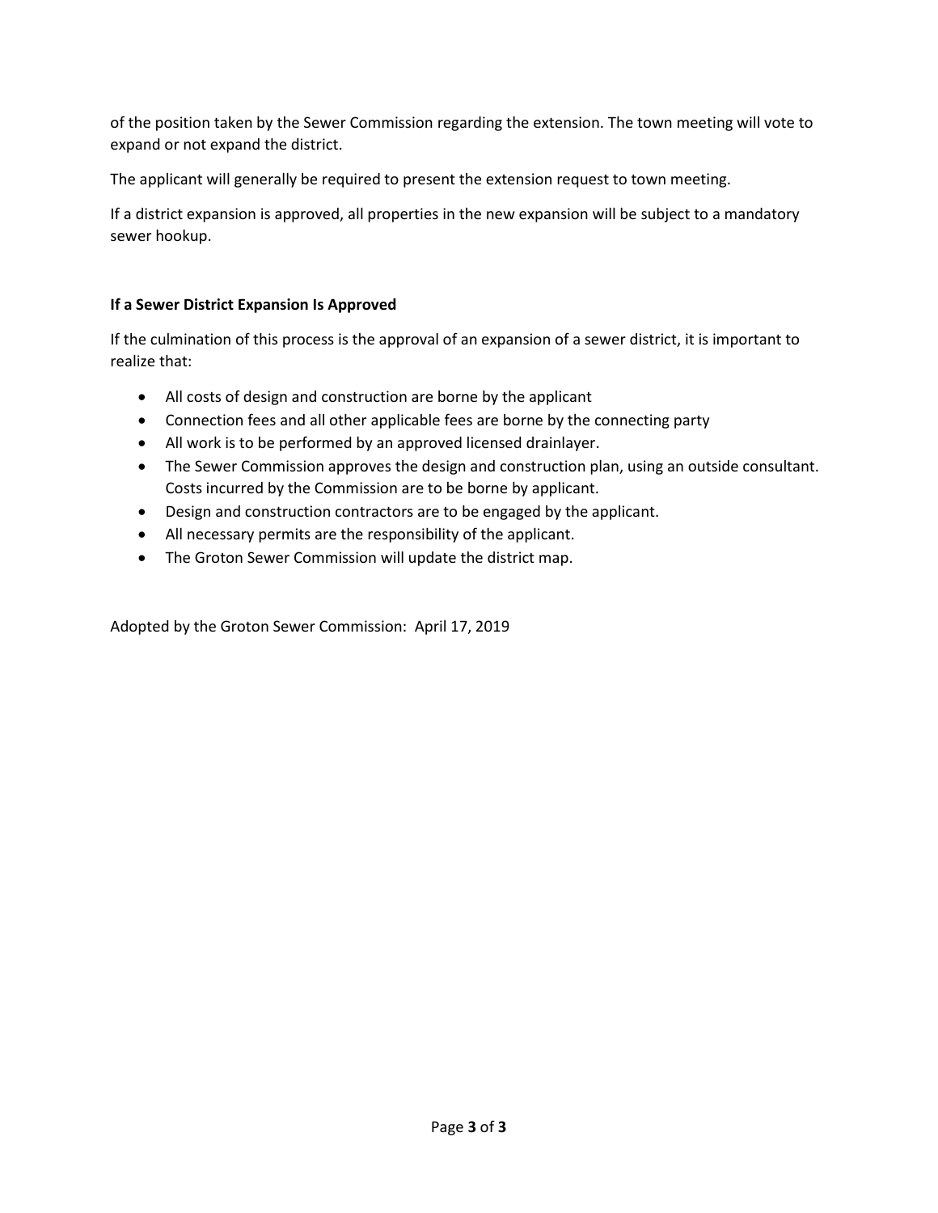of the position taken by the Sewer Commission regarding the extension. The town meeting will vote to expand or not expand the district.

The applicant will generally be required to present the extension request to town meeting.

If a district expansion is approved, all properties in the new expansion will be subject to a mandatory sewer hookup.

**If a Sewer District Expansion Is Approved**

If the culmination of this process is the approval of an expansion of a sewer district, it is important to realize that:

- All costs of design and construction are borne by the applicant
- Connection fees and all other applicable fees are borne by the connecting party
- All work is to be performed by an approved licensed drainlayer.
- The Sewer Commission approves the design and construction plan, using an outside consultant. Costs incurred by the Commission are to be borne by applicant.
- Design and construction contractors are to be engaged by the applicant.
- All necessary permits are the responsibility of the applicant.
- The Groton Sewer Commission will update the district map.

Adopted by the Groton Sewer Commission: April 17, 2019